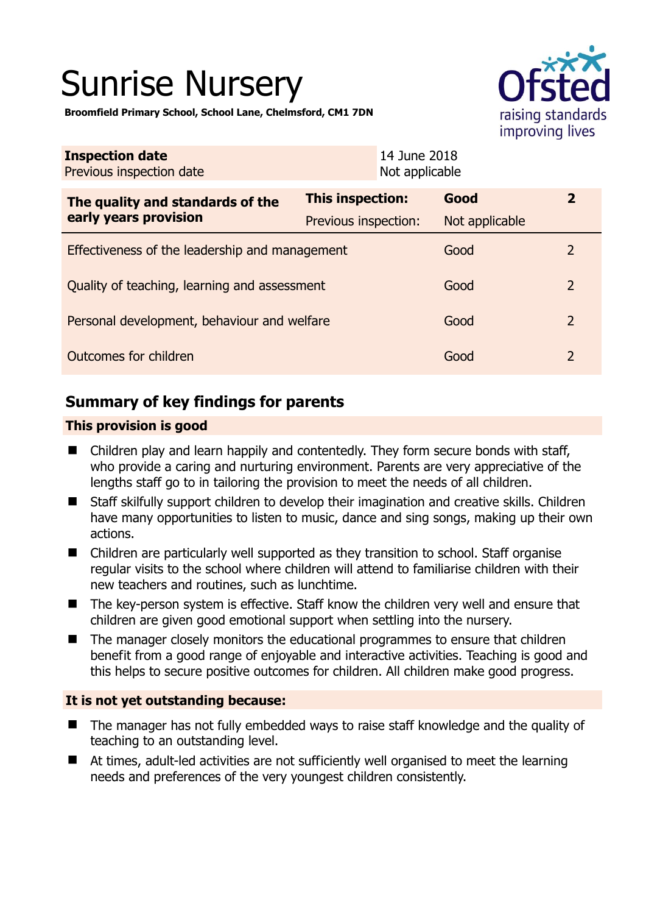# Sunrise Nursery

**Broomfield Primary School, School Lane, Chelmsford, CM1 7DN**

| **Inspection date** | 14 June 2018 |
|---|---|
| Previous inspection date | Not applicable |

| **The quality and standards of the early years provision** | **This inspection:** | **Good** | **2** |
|---|---|---|---|
| | Previous inspection: | Not applicable | |
| Effectiveness of the leadership and management | | Good | 2 |
| Quality of teaching, learning and assessment | | Good | 2 |
| Personal development, behaviour and welfare | | Good | 2 |
| Outcomes for children | | Good | 2 |

## Summary of key findings for parents

**This provision is good**

- Children play and learn happily and contentedly. They form secure bonds with staff, who provide a caring and nurturing environment. Parents are very appreciative of the lengths staff go to in tailoring the provision to meet the needs of all children.
- Staff skilfully support children to develop their imagination and creative skills. Children have many opportunities to listen to music, dance and sing songs, making up their own actions.
- Children are particularly well supported as they transition to school. Staff organise regular visits to the school where children will attend to familiarise children with their new teachers and routines, such as lunchtime.
- The key-person system is effective. Staff know the children very well and ensure that children are given good emotional support when settling into the nursery.
- The manager closely monitors the educational programmes to ensure that children benefit from a good range of enjoyable and interactive activities. Teaching is good and this helps to secure positive outcomes for children. All children make good progress.

**It is not yet outstanding because:**

- The manager has not fully embedded ways to raise staff knowledge and the quality of teaching to an outstanding level.
- At times, adult-led activities are not sufficiently well organised to meet the learning needs and preferences of the very youngest children consistently.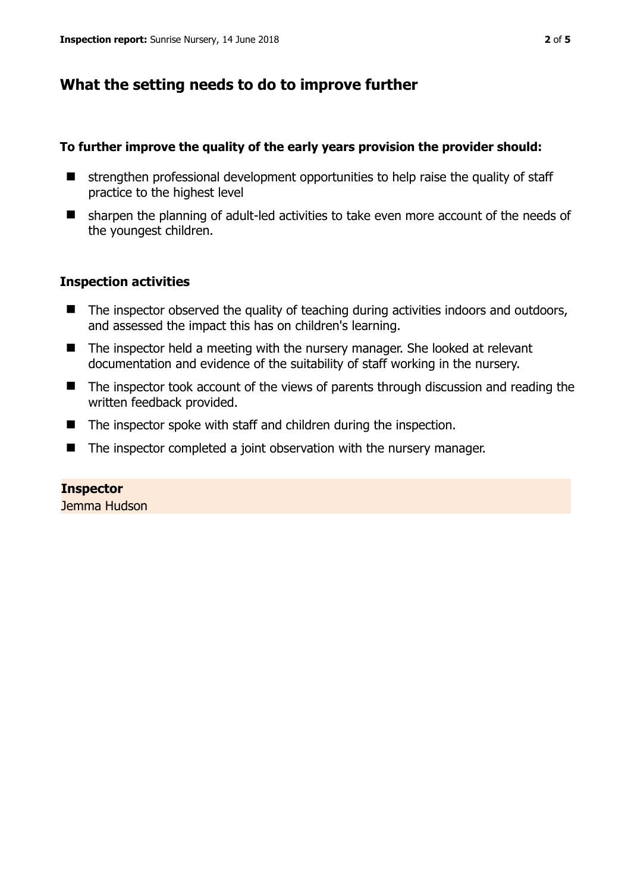## What the setting needs to do to improve further

**To further improve the quality of the early years provision the provider should:**

- strengthen professional development opportunities to help raise the quality of staff practice to the highest level
- sharpen the planning of adult-led activities to take even more account of the needs of the youngest children.

### Inspection activities

- The inspector observed the quality of teaching during activities indoors and outdoors, and assessed the impact this has on children's learning.
- The inspector held a meeting with the nursery manager. She looked at relevant documentation and evidence of the suitability of staff working in the nursery.
- The inspector took account of the views of parents through discussion and reading the written feedback provided.
- The inspector spoke with staff and children during the inspection.
- The inspector completed a joint observation with the nursery manager.

**Inspector**
Jemma Hudson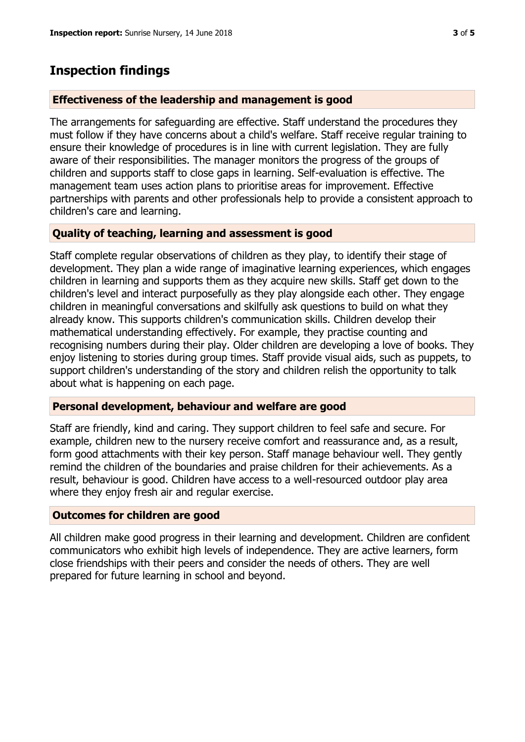## Inspection findings

### Effectiveness of the leadership and management is good

The arrangements for safeguarding are effective. Staff understand the procedures they must follow if they have concerns about a child's welfare. Staff receive regular training to ensure their knowledge of procedures is in line with current legislation. They are fully aware of their responsibilities. The manager monitors the progress of the groups of children and supports staff to close gaps in learning. Self-evaluation is effective. The management team uses action plans to prioritise areas for improvement. Effective partnerships with parents and other professionals help to provide a consistent approach to children's care and learning.

### Quality of teaching, learning and assessment is good

Staff complete regular observations of children as they play, to identify their stage of development. They plan a wide range of imaginative learning experiences, which engages children in learning and supports them as they acquire new skills. Staff get down to the children's level and interact purposefully as they play alongside each other. They engage children in meaningful conversations and skilfully ask questions to build on what they already know. This supports children's communication skills. Children develop their mathematical understanding effectively. For example, they practise counting and recognising numbers during their play. Older children are developing a love of books. They enjoy listening to stories during group times. Staff provide visual aids, such as puppets, to support children's understanding of the story and children relish the opportunity to talk about what is happening on each page.

### Personal development, behaviour and welfare are good

Staff are friendly, kind and caring. They support children to feel safe and secure. For example, children new to the nursery receive comfort and reassurance and, as a result, form good attachments with their key person. Staff manage behaviour well. They gently remind the children of the boundaries and praise children for their achievements. As a result, behaviour is good. Children have access to a well-resourced outdoor play area where they enjoy fresh air and regular exercise.

### Outcomes for children are good

All children make good progress in their learning and development. Children are confident communicators who exhibit high levels of independence. They are active learners, form close friendships with their peers and consider the needs of others. They are well prepared for future learning in school and beyond.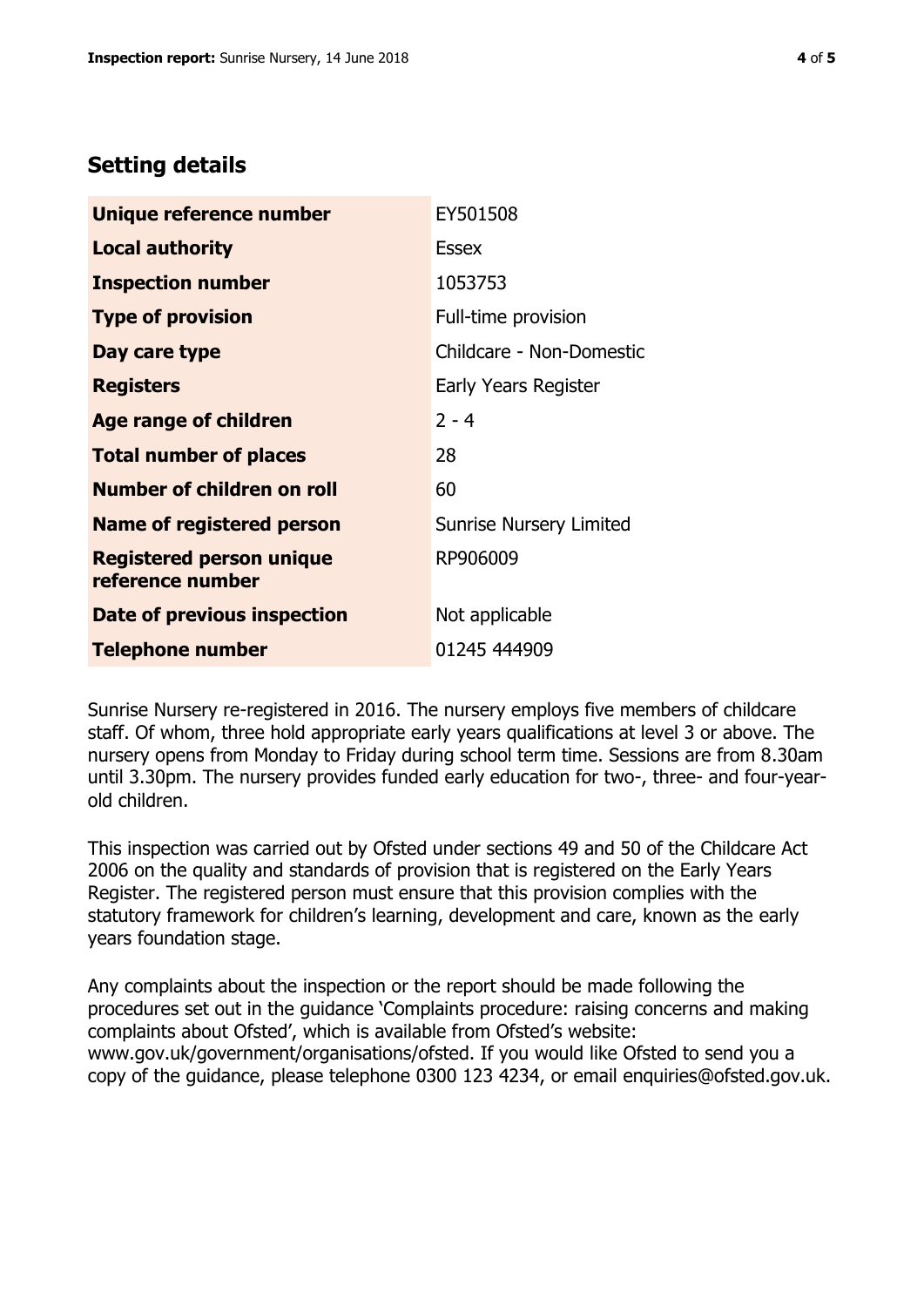## Setting details

| | |
|---|---|
| **Unique reference number** | EY501508 |
| **Local authority** | Essex |
| **Inspection number** | 1053753 |
| **Type of provision** | Full-time provision |
| **Day care type** | Childcare - Non-Domestic |
| **Registers** | Early Years Register |
| **Age range of children** | 2 - 4 |
| **Total number of places** | 28 |
| **Number of children on roll** | 60 |
| **Name of registered person** | Sunrise Nursery Limited |
| **Registered person unique reference number** | RP906009 |
| **Date of previous inspection** | Not applicable |
| **Telephone number** | 01245 444909 |

Sunrise Nursery re-registered in 2016. The nursery employs five members of childcare staff. Of whom, three hold appropriate early years qualifications at level 3 or above. The nursery opens from Monday to Friday during school term time. Sessions are from 8.30am until 3.30pm. The nursery provides funded early education for two-, three- and four-year-old children.

This inspection was carried out by Ofsted under sections 49 and 50 of the Childcare Act 2006 on the quality and standards of provision that is registered on the Early Years Register. The registered person must ensure that this provision complies with the statutory framework for children's learning, development and care, known as the early years foundation stage.

Any complaints about the inspection or the report should be made following the procedures set out in the guidance 'Complaints procedure: raising concerns and making complaints about Ofsted', which is available from Ofsted's website: www.gov.uk/government/organisations/ofsted. If you would like Ofsted to send you a copy of the guidance, please telephone 0300 123 4234, or email enquiries@ofsted.gov.uk.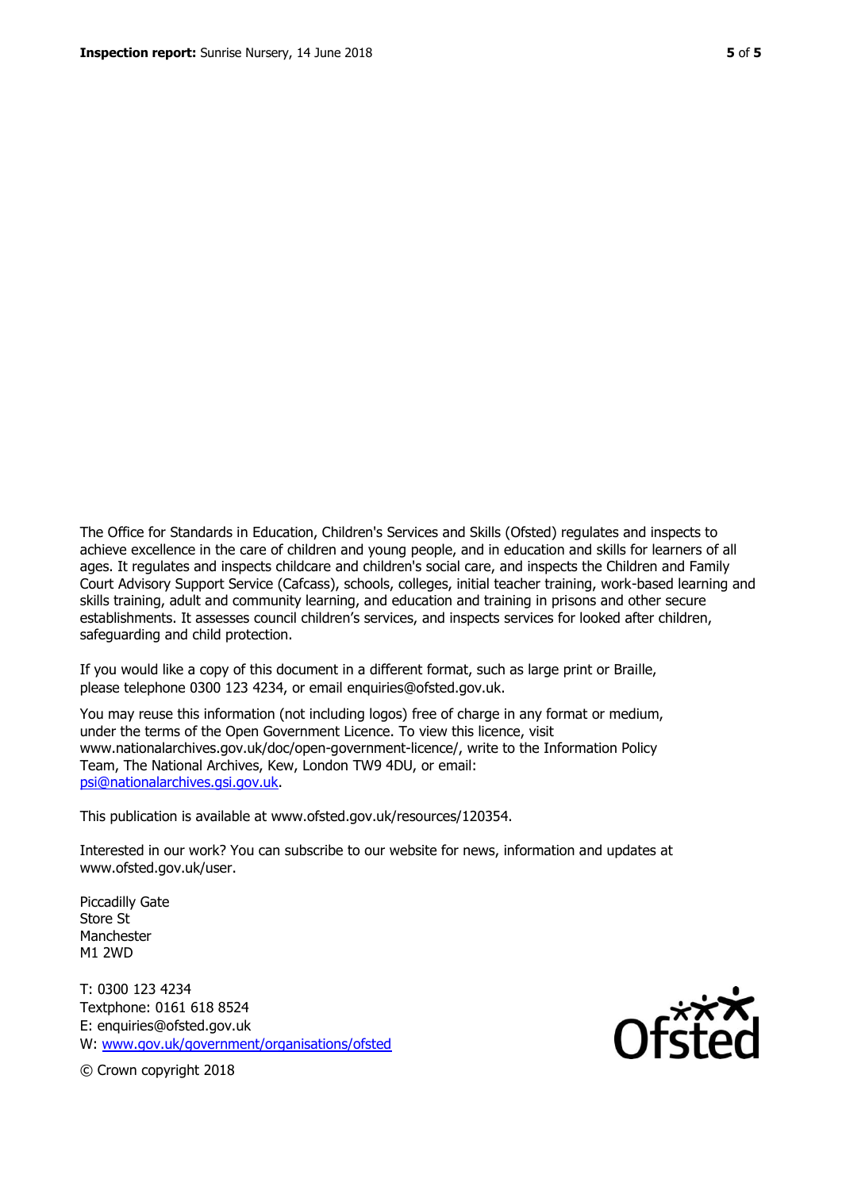The Office for Standards in Education, Children's Services and Skills (Ofsted) regulates and inspects to achieve excellence in the care of children and young people, and in education and skills for learners of all ages. It regulates and inspects childcare and children's social care, and inspects the Children and Family Court Advisory Support Service (Cafcass), schools, colleges, initial teacher training, work-based learning and skills training, adult and community learning, and education and training in prisons and other secure establishments. It assesses council children's services, and inspects services for looked after children, safeguarding and child protection.

If you would like a copy of this document in a different format, such as large print or Braille, please telephone 0300 123 4234, or email enquiries@ofsted.gov.uk.

You may reuse this information (not including logos) free of charge in any format or medium, under the terms of the Open Government Licence. To view this licence, visit www.nationalarchives.gov.uk/doc/open-government-licence/, write to the Information Policy Team, The National Archives, Kew, London TW9 4DU, or email: psi@nationalarchives.gsi.gov.uk.

This publication is available at www.ofsted.gov.uk/resources/120354.

Interested in our work? You can subscribe to our website for news, information and updates at www.ofsted.gov.uk/user.

Piccadilly Gate  
Store St  
Manchester  
M1 2WD

T: 0300 123 4234  
Textphone: 0161 618 8524  
E: enquiries@ofsted.gov.uk  
W: www.gov.uk/government/organisations/ofsted

© Crown copyright 2018